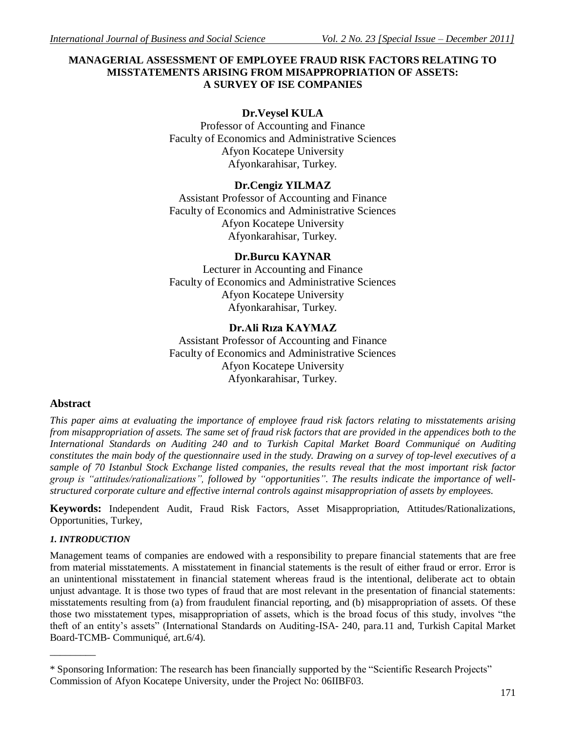# MANAGERIAL ASSESSMENT OF EMPLOYEE FRAUD RISK FACTORS RELATING TO MISSTATEMENTS ARISING FROM MISAPPROPRIATION OF ASSETS: A SURVEY OF ISE COMPANIES

**Dr.Veysel KULA**
Professor of Accounting and Finance
Faculty of Economics and Administrative Sciences
Afyon Kocatepe University
Afyonkarahisar, Turkey.

**Dr.Cengiz YILMAZ**
Assistant Professor of Accounting and Finance
Faculty of Economics and Administrative Sciences
Afyon Kocatepe University
Afyonkarahisar, Turkey.

**Dr.Burcu KAYNAR**
Lecturer in Accounting and Finance
Faculty of Economics and Administrative Sciences
Afyon Kocatepe University
Afyonkarahisar, Turkey.

**Dr.Ali Rıza KAYMAZ**
Assistant Professor of Accounting and Finance
Faculty of Economics and Administrative Sciences
Afyon Kocatepe University
Afyonkarahisar, Turkey.

## Abstract

*This paper aims at evaluating the importance of employee fraud risk factors relating to misstatements arising from misappropriation of assets. The same set of fraud risk factors that are provided in the appendices both to the International Standards on Auditing 240 and to Turkish Capital Market Board Communiqué on Auditing constitutes the main body of the questionnaire used in the study. Drawing on a survey of top-level executives of a sample of 70 Istanbul Stock Exchange listed companies, the results reveal that the most important risk factor group is "attitudes/rationalizations", followed by "opportunities". The results indicate the importance of well-structured corporate culture and effective internal controls against misappropriation of assets by employees.*

**Keywords:** Independent Audit, Fraud Risk Factors, Asset Misappropriation, Attitudes/Rationalizations, Opportunities, Turkey,

### *1. INTRODUCTION*

Management teams of companies are endowed with a responsibility to prepare financial statements that are free from material misstatements. A misstatement in financial statements is the result of either fraud or error. Error is an unintentional misstatement in financial statement whereas fraud is the intentional, deliberate act to obtain unjust advantage. It is those two types of fraud that are most relevant in the presentation of financial statements: misstatements resulting from (a) from fraudulent financial reporting, and (b) misappropriation of assets. Of these those two misstatement types, misappropriation of assets, which is the broad focus of this study, involves "the theft of an entity's assets" (International Standards on Auditing-ISA- 240, para.11 and, Turkish Capital Market Board-TCMB- Communiqué, art.6/4).

---

\* Sponsoring Information: The research has been financially supported by the "Scientific Research Projects" Commission of Afyon Kocatepe University, under the Project No: 06IIBF03.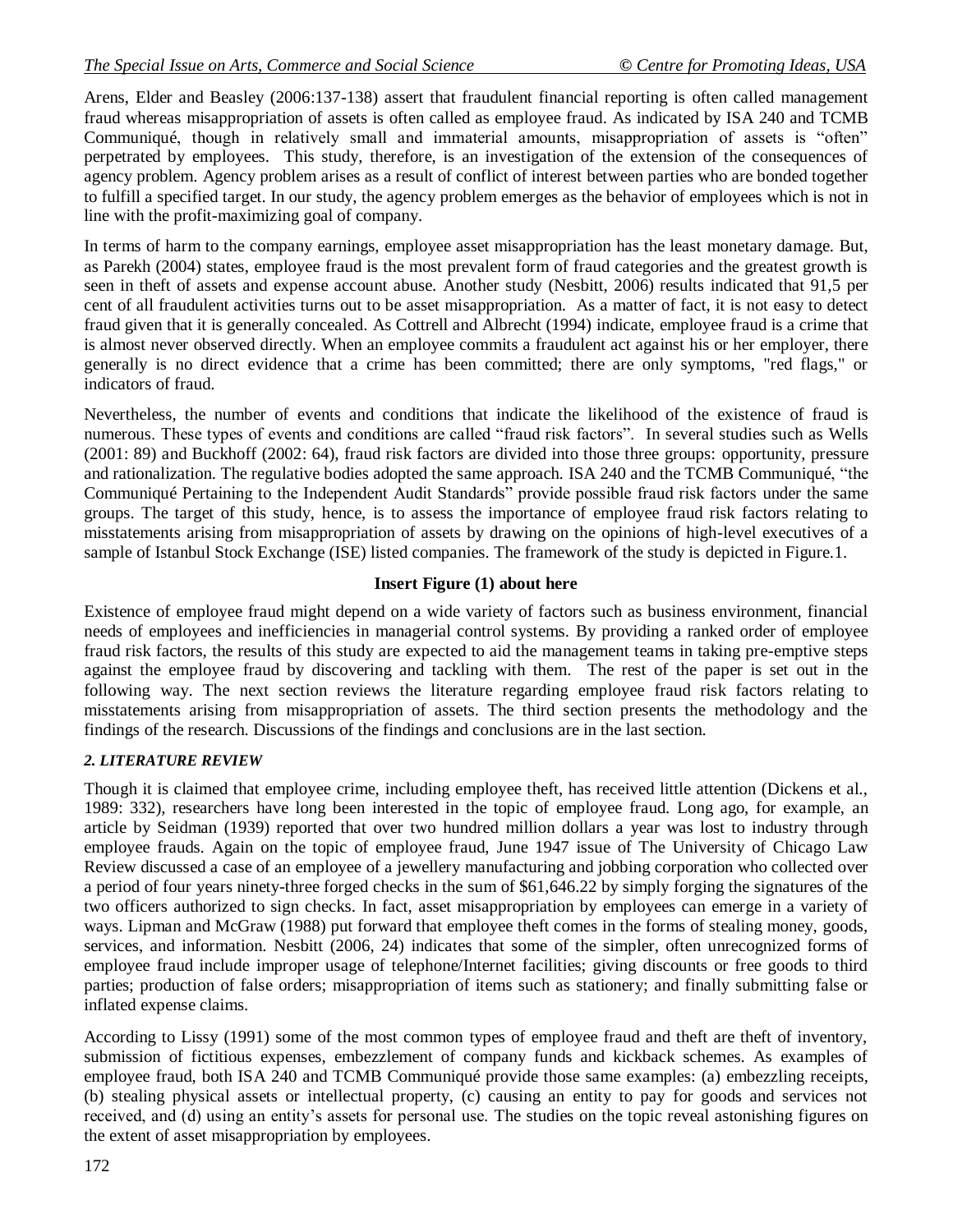Arens, Elder and Beasley (2006:137-138) assert that fraudulent financial reporting is often called management fraud whereas misappropriation of assets is often called as employee fraud. As indicated by ISA 240 and TCMB Communiqué, though in relatively small and immaterial amounts, misappropriation of assets is "often" perpetrated by employees. This study, therefore, is an investigation of the extension of the consequences of agency problem. Agency problem arises as a result of conflict of interest between parties who are bonded together to fulfill a specified target. In our study, the agency problem emerges as the behavior of employees which is not in line with the profit-maximizing goal of company.

In terms of harm to the company earnings, employee asset misappropriation has the least monetary damage. But, as Parekh (2004) states, employee fraud is the most prevalent form of fraud categories and the greatest growth is seen in theft of assets and expense account abuse. Another study (Nesbitt, 2006) results indicated that 91,5 per cent of all fraudulent activities turns out to be asset misappropriation. As a matter of fact, it is not easy to detect fraud given that it is generally concealed. As Cottrell and Albrecht (1994) indicate, employee fraud is a crime that is almost never observed directly. When an employee commits a fraudulent act against his or her employer, there generally is no direct evidence that a crime has been committed; there are only symptoms, "red flags," or indicators of fraud.

Nevertheless, the number of events and conditions that indicate the likelihood of the existence of fraud is numerous. These types of events and conditions are called "fraud risk factors". In several studies such as Wells (2001: 89) and Buckhoff (2002: 64), fraud risk factors are divided into those three groups: opportunity, pressure and rationalization. The regulative bodies adopted the same approach. ISA 240 and the TCMB Communiqué, "the Communiqué Pertaining to the Independent Audit Standards" provide possible fraud risk factors under the same groups. The target of this study, hence, is to assess the importance of employee fraud risk factors relating to misstatements arising from misappropriation of assets by drawing on the opinions of high-level executives of a sample of Istanbul Stock Exchange (ISE) listed companies. The framework of the study is depicted in Figure.1.

**Insert Figure (1) about here**

Existence of employee fraud might depend on a wide variety of factors such as business environment, financial needs of employees and inefficiencies in managerial control systems. By providing a ranked order of employee fraud risk factors, the results of this study are expected to aid the management teams in taking pre-emptive steps against the employee fraud by discovering and tackling with them. The rest of the paper is set out in the following way. The next section reviews the literature regarding employee fraud risk factors relating to misstatements arising from misappropriation of assets. The third section presents the methodology and the findings of the research. Discussions of the findings and conclusions are in the last section.

## *2. LITERATURE REVIEW*

Though it is claimed that employee crime, including employee theft, has received little attention (Dickens et al., 1989: 332), researchers have long been interested in the topic of employee fraud. Long ago, for example, an article by Seidman (1939) reported that over two hundred million dollars a year was lost to industry through employee frauds. Again on the topic of employee fraud, June 1947 issue of The University of Chicago Law Review discussed a case of an employee of a jewellery manufacturing and jobbing corporation who collected over a period of four years ninety-three forged checks in the sum of $61,646.22 by simply forging the signatures of the two officers authorized to sign checks. In fact, asset misappropriation by employees can emerge in a variety of ways. Lipman and McGraw (1988) put forward that employee theft comes in the forms of stealing money, goods, services, and information. Nesbitt (2006, 24) indicates that some of the simpler, often unrecognized forms of employee fraud include improper usage of telephone/Internet facilities; giving discounts or free goods to third parties; production of false orders; misappropriation of items such as stationery; and finally submitting false or inflated expense claims.

According to Lissy (1991) some of the most common types of employee fraud and theft are theft of inventory, submission of fictitious expenses, embezzlement of company funds and kickback schemes. As examples of employee fraud, both ISA 240 and TCMB Communiqué provide those same examples: (a) embezzling receipts, (b) stealing physical assets or intellectual property, (c) causing an entity to pay for goods and services not received, and (d) using an entity's assets for personal use. The studies on the topic reveal astonishing figures on the extent of asset misappropriation by employees.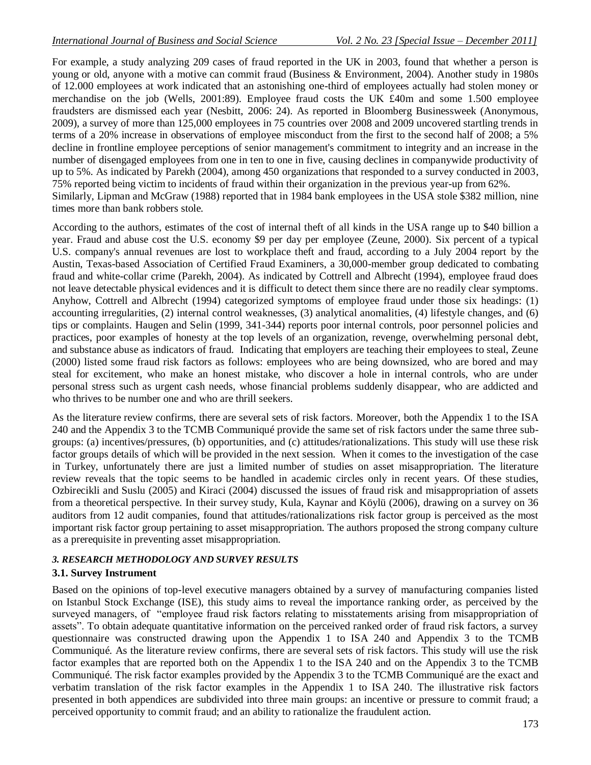For example, a study analyzing 209 cases of fraud reported in the UK in 2003, found that whether a person is young or old, anyone with a motive can commit fraud (Business & Environment, 2004). Another study in 1980s of 12.000 employees at work indicated that an astonishing one-third of employees actually had stolen money or merchandise on the job (Wells, 2001:89). Employee fraud costs the UK £40m and some 1.500 employee fraudsters are dismissed each year (Nesbitt, 2006: 24). As reported in Bloomberg Businessweek (Anonymous, 2009), a survey of more than 125,000 employees in 75 countries over 2008 and 2009 uncovered startling trends in terms of a 20% increase in observations of employee misconduct from the first to the second half of 2008; a 5% decline in frontline employee perceptions of senior management's commitment to integrity and an increase in the number of disengaged employees from one in ten to one in five, causing declines in companywide productivity of up to 5%. As indicated by Parekh (2004), among 450 organizations that responded to a survey conducted in 2003, 75% reported being victim to incidents of fraud within their organization in the previous year-up from 62%. Similarly, Lipman and McGraw (1988) reported that in 1984 bank employees in the USA stole $382 million, nine times more than bank robbers stole.

According to the authors, estimates of the cost of internal theft of all kinds in the USA range up to $40 billion a year. Fraud and abuse cost the U.S. economy $9 per day per employee (Zeune, 2000). Six percent of a typical U.S. company's annual revenues are lost to workplace theft and fraud, according to a July 2004 report by the Austin, Texas-based Association of Certified Fraud Examiners, a 30,000-member group dedicated to combating fraud and white-collar crime (Parekh, 2004). As indicated by Cottrell and Albrecht (1994), employee fraud does not leave detectable physical evidences and it is difficult to detect them since there are no readily clear symptoms. Anyhow, Cottrell and Albrecht (1994) categorized symptoms of employee fraud under those six headings: (1) accounting irregularities, (2) internal control weaknesses, (3) analytical anomalities, (4) lifestyle changes, and (6) tips or complaints. Haugen and Selin (1999, 341-344) reports poor internal controls, poor personnel policies and practices, poor examples of honesty at the top levels of an organization, revenge, overwhelming personal debt, and substance abuse as indicators of fraud. Indicating that employers are teaching their employees to steal, Zeune (2000) listed some fraud risk factors as follows: employees who are being downsized, who are bored and may steal for excitement, who make an honest mistake, who discover a hole in internal controls, who are under personal stress such as urgent cash needs, whose financial problems suddenly disappear, who are addicted and who thrives to be number one and who are thrill seekers.

As the literature review confirms, there are several sets of risk factors. Moreover, both the Appendix 1 to the ISA 240 and the Appendix 3 to the TCMB Communiqué provide the same set of risk factors under the same three sub-groups: (a) incentives/pressures, (b) opportunities, and (c) attitudes/rationalizations. This study will use these risk factor groups details of which will be provided in the next session. When it comes to the investigation of the case in Turkey, unfortunately there are just a limited number of studies on asset misappropriation. The literature review reveals that the topic seems to be handled in academic circles only in recent years. Of these studies, Ozbirecikli and Suslu (2005) and Kiraci (2004) discussed the issues of fraud risk and misappropriation of assets from a theoretical perspective. In their survey study, Kula, Kaynar and Köylü (2006), drawing on a survey on 36 auditors from 12 audit companies, found that attitudes/rationalizations risk factor group is perceived as the most important risk factor group pertaining to asset misappropriation. The authors proposed the strong company culture as a prerequisite in preventing asset misappropriation.

## *3. RESEARCH METHODOLOGY AND SURVEY RESULTS*

### 3.1. Survey Instrument

Based on the opinions of top-level executive managers obtained by a survey of manufacturing companies listed on Istanbul Stock Exchange (ISE), this study aims to reveal the importance ranking order, as perceived by the surveyed managers, of "employee fraud risk factors relating to misstatements arising from misappropriation of assets". To obtain adequate quantitative information on the perceived ranked order of fraud risk factors, a survey questionnaire was constructed drawing upon the Appendix 1 to ISA 240 and Appendix 3 to the TCMB Communiqué. As the literature review confirms, there are several sets of risk factors. This study will use the risk factor examples that are reported both on the Appendix 1 to the ISA 240 and on the Appendix 3 to the TCMB Communiqué. The risk factor examples provided by the Appendix 3 to the TCMB Communiqué are the exact and verbatim translation of the risk factor examples in the Appendix 1 to ISA 240. The illustrative risk factors presented in both appendices are subdivided into three main groups: an incentive or pressure to commit fraud; a perceived opportunity to commit fraud; and an ability to rationalize the fraudulent action.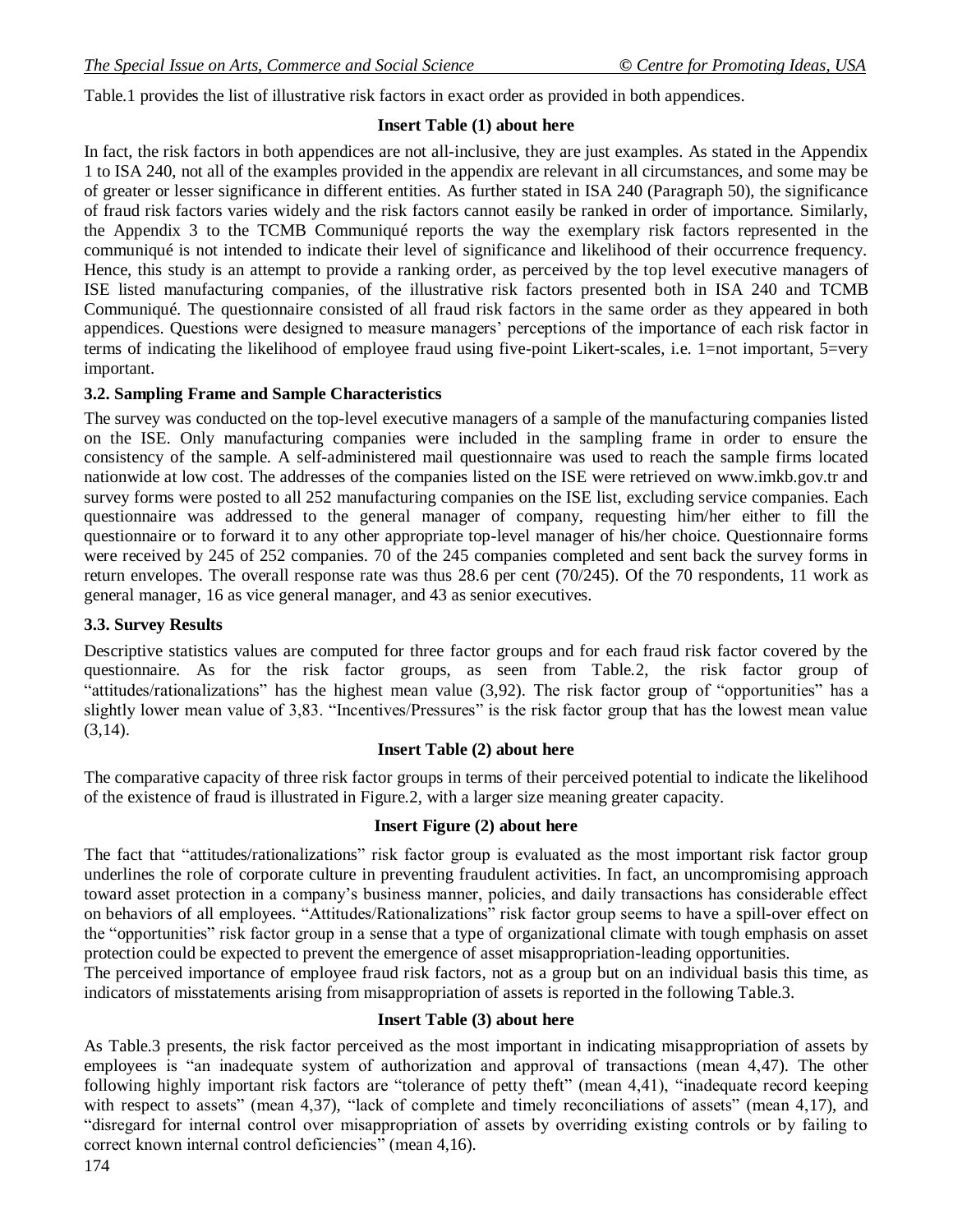Table.1 provides the list of illustrative risk factors in exact order as provided in both appendices.

**Insert Table (1) about here**

In fact, the risk factors in both appendices are not all-inclusive, they are just examples. As stated in the Appendix 1 to ISA 240, not all of the examples provided in the appendix are relevant in all circumstances, and some may be of greater or lesser significance in different entities. As further stated in ISA 240 (Paragraph 50), the significance of fraud risk factors varies widely and the risk factors cannot easily be ranked in order of importance. Similarly, the Appendix 3 to the TCMB Communiqué reports the way the exemplary risk factors represented in the communiqué is not intended to indicate their level of significance and likelihood of their occurrence frequency. Hence, this study is an attempt to provide a ranking order, as perceived by the top level executive managers of ISE listed manufacturing companies, of the illustrative risk factors presented both in ISA 240 and TCMB Communiqué. The questionnaire consisted of all fraud risk factors in the same order as they appeared in both appendices. Questions were designed to measure managers' perceptions of the importance of each risk factor in terms of indicating the likelihood of employee fraud using five-point Likert-scales, i.e. 1=not important, 5=very important.

### 3.2. Sampling Frame and Sample Characteristics

The survey was conducted on the top-level executive managers of a sample of the manufacturing companies listed on the ISE. Only manufacturing companies were included in the sampling frame in order to ensure the consistency of the sample. A self-administered mail questionnaire was used to reach the sample firms located nationwide at low cost. The addresses of the companies listed on the ISE were retrieved on www.imkb.gov.tr and survey forms were posted to all 252 manufacturing companies on the ISE list, excluding service companies. Each questionnaire was addressed to the general manager of company, requesting him/her either to fill the questionnaire or to forward it to any other appropriate top-level manager of his/her choice. Questionnaire forms were received by 245 of 252 companies. 70 of the 245 companies completed and sent back the survey forms in return envelopes. The overall response rate was thus 28.6 per cent (70/245). Of the 70 respondents, 11 work as general manager, 16 as vice general manager, and 43 as senior executives.

### 3.3. Survey Results

Descriptive statistics values are computed for three factor groups and for each fraud risk factor covered by the questionnaire. As for the risk factor groups, as seen from Table.2, the risk factor group of "attitudes/rationalizations" has the highest mean value (3,92). The risk factor group of "opportunities" has a slightly lower mean value of 3,83. "Incentives/Pressures" is the risk factor group that has the lowest mean value (3,14).

**Insert Table (2) about here**

The comparative capacity of three risk factor groups in terms of their perceived potential to indicate the likelihood of the existence of fraud is illustrated in Figure.2, with a larger size meaning greater capacity.

**Insert Figure (2) about here**

The fact that "attitudes/rationalizations" risk factor group is evaluated as the most important risk factor group underlines the role of corporate culture in preventing fraudulent activities. In fact, an uncompromising approach toward asset protection in a company's business manner, policies, and daily transactions has considerable effect on behaviors of all employees. "Attitudes/Rationalizations" risk factor group seems to have a spill-over effect on the "opportunities" risk factor group in a sense that a type of organizational climate with tough emphasis on asset protection could be expected to prevent the emergence of asset misappropriation-leading opportunities.

The perceived importance of employee fraud risk factors, not as a group but on an individual basis this time, as indicators of misstatements arising from misappropriation of assets is reported in the following Table.3.

**Insert Table (3) about here**

As Table.3 presents, the risk factor perceived as the most important in indicating misappropriation of assets by employees is "an inadequate system of authorization and approval of transactions (mean 4,47). The other following highly important risk factors are "tolerance of petty theft" (mean 4,41), "inadequate record keeping with respect to assets" (mean 4,37), "lack of complete and timely reconciliations of assets" (mean 4,17), and "disregard for internal control over misappropriation of assets by overriding existing controls or by failing to correct known internal control deficiencies" (mean 4,16).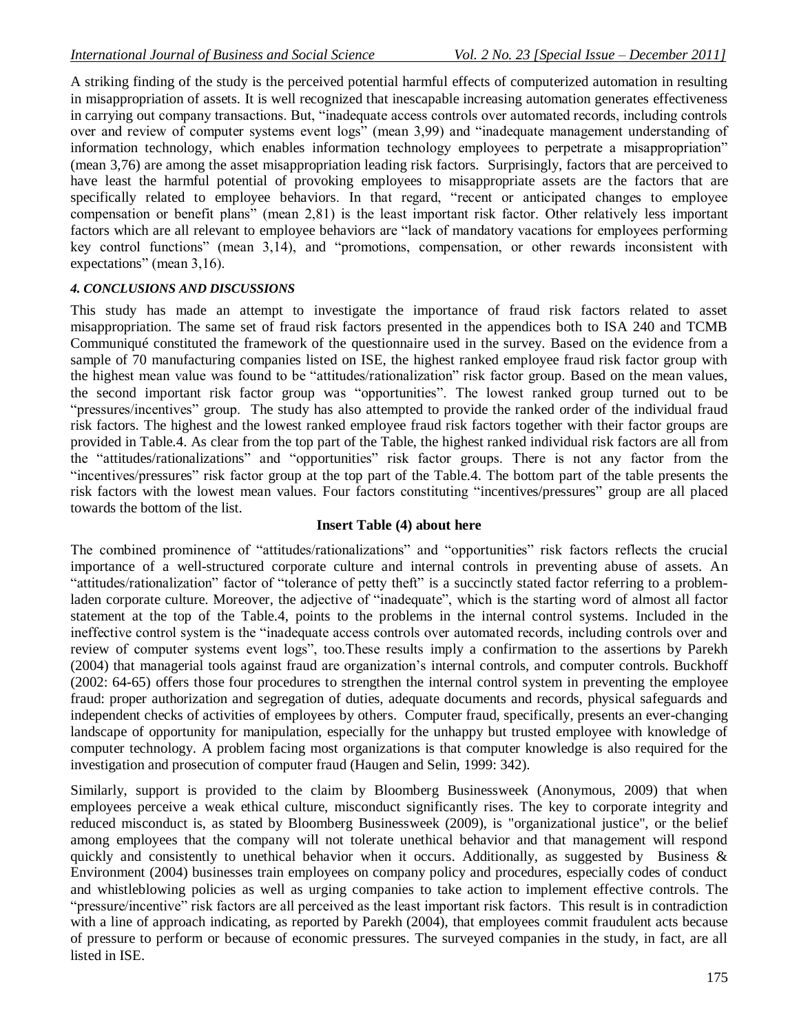A striking finding of the study is the perceived potential harmful effects of computerized automation in resulting in misappropriation of assets. It is well recognized that inescapable increasing automation generates effectiveness in carrying out company transactions. But, "inadequate access controls over automated records, including controls over and review of computer systems event logs" (mean 3,99) and "inadequate management understanding of information technology, which enables information technology employees to perpetrate a misappropriation" (mean 3,76) are among the asset misappropriation leading risk factors. Surprisingly, factors that are perceived to have least the harmful potential of provoking employees to misappropriate assets are the factors that are specifically related to employee behaviors. In that regard, "recent or anticipated changes to employee compensation or benefit plans" (mean 2,81) is the least important risk factor. Other relatively less important factors which are all relevant to employee behaviors are "lack of mandatory vacations for employees performing key control functions" (mean 3,14), and "promotions, compensation, or other rewards inconsistent with expectations" (mean 3,16).

### *4. CONCLUSIONS AND DISCUSSIONS*

This study has made an attempt to investigate the importance of fraud risk factors related to asset misappropriation. The same set of fraud risk factors presented in the appendices both to ISA 240 and TCMB Communiqué constituted the framework of the questionnaire used in the survey. Based on the evidence from a sample of 70 manufacturing companies listed on ISE, the highest ranked employee fraud risk factor group with the highest mean value was found to be "attitudes/rationalization" risk factor group. Based on the mean values, the second important risk factor group was "opportunities". The lowest ranked group turned out to be "pressures/incentives" group. The study has also attempted to provide the ranked order of the individual fraud risk factors. The highest and the lowest ranked employee fraud risk factors together with their factor groups are provided in Table.4. As clear from the top part of the Table, the highest ranked individual risk factors are all from the "attitudes/rationalizations" and "opportunities" risk factor groups. There is not any factor from the "incentives/pressures" risk factor group at the top part of the Table.4. The bottom part of the table presents the risk factors with the lowest mean values. Four factors constituting "incentives/pressures" group are all placed towards the bottom of the list.

**Insert Table (4) about here**

The combined prominence of "attitudes/rationalizations" and "opportunities" risk factors reflects the crucial importance of a well-structured corporate culture and internal controls in preventing abuse of assets. An "attitudes/rationalization" factor of "tolerance of petty theft" is a succinctly stated factor referring to a problem-laden corporate culture. Moreover, the adjective of "inadequate", which is the starting word of almost all factor statement at the top of the Table.4, points to the problems in the internal control systems. Included in the ineffective control system is the "inadequate access controls over automated records, including controls over and review of computer systems event logs", too.These results imply a confirmation to the assertions by Parekh (2004) that managerial tools against fraud are organization's internal controls, and computer controls. Buckhoff (2002: 64-65) offers those four procedures to strengthen the internal control system in preventing the employee fraud: proper authorization and segregation of duties, adequate documents and records, physical safeguards and independent checks of activities of employees by others. Computer fraud, specifically, presents an ever-changing landscape of opportunity for manipulation, especially for the unhappy but trusted employee with knowledge of computer technology. A problem facing most organizations is that computer knowledge is also required for the investigation and prosecution of computer fraud (Haugen and Selin, 1999: 342).

Similarly, support is provided to the claim by Bloomberg Businessweek (Anonymous, 2009) that when employees perceive a weak ethical culture, misconduct significantly rises. The key to corporate integrity and reduced misconduct is, as stated by Bloomberg Businessweek (2009), is "organizational justice", or the belief among employees that the company will not tolerate unethical behavior and that management will respond quickly and consistently to unethical behavior when it occurs. Additionally, as suggested by Business & Environment (2004) businesses train employees on company policy and procedures, especially codes of conduct and whistleblowing policies as well as urging companies to take action to implement effective controls. The "pressure/incentive" risk factors are all perceived as the least important risk factors. This result is in contradiction with a line of approach indicating, as reported by Parekh (2004), that employees commit fraudulent acts because of pressure to perform or because of economic pressures. The surveyed companies in the study, in fact, are all listed in ISE.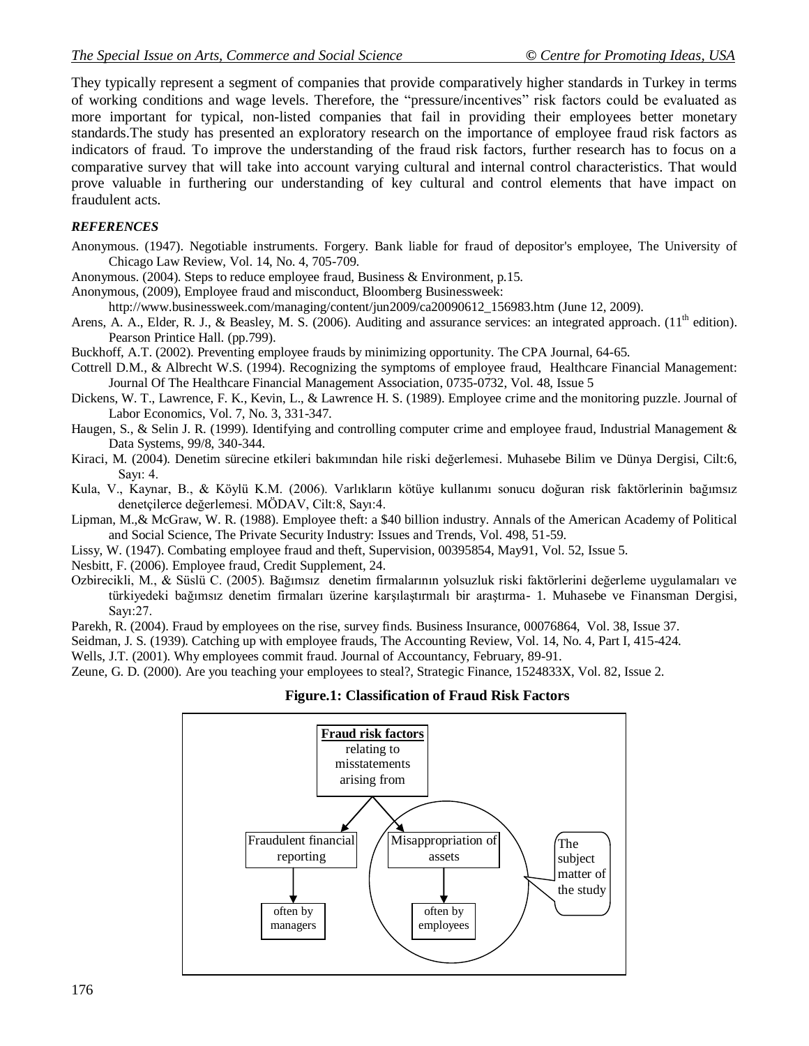They typically represent a segment of companies that provide comparatively higher standards in Turkey in terms of working conditions and wage levels. Therefore, the "pressure/incentives" risk factors could be evaluated as more important for typical, non-listed companies that fail in providing their employees better monetary standards.The study has presented an exploratory research on the importance of employee fraud risk factors as indicators of fraud. To improve the understanding of the fraud risk factors, further research has to focus on a comparative survey that will take into account varying cultural and internal control characteristics. That would prove valuable in furthering our understanding of key cultural and control elements that have impact on fraudulent acts.

## *REFERENCES*

Anonymous. (1947). Negotiable instruments. Forgery. Bank liable for fraud of depositor's employee, The University of Chicago Law Review, Vol. 14, No. 4, 705-709.

Anonymous. (2004). Steps to reduce employee fraud, Business & Environment, p.15.

Anonymous, (2009), Employee fraud and misconduct, Bloomberg Businessweek: http://www.businessweek.com/managing/content/jun2009/ca20090612_156983.htm (June 12, 2009).

Arens, A. A., Elder, R. J., & Beasley, M. S. (2006). Auditing and assurance services: an integrated approach. (11th edition). Pearson Printice Hall. (pp.799).

Buckhoff, A.T. (2002). Preventing employee frauds by minimizing opportunity. The CPA Journal, 64-65.

Cottrell D.M., & Albrecht W.S. (1994). Recognizing the symptoms of employee fraud, Healthcare Financial Management: Journal Of The Healthcare Financial Management Association, 0735-0732, Vol. 48, Issue 5

Dickens, W. T., Lawrence, F. K., Kevin, L., & Lawrence H. S. (1989). Employee crime and the monitoring puzzle. Journal of Labor Economics, Vol. 7, No. 3, 331-347.

Haugen, S., & Selin J. R. (1999). Identifying and controlling computer crime and employee fraud, Industrial Management & Data Systems, 99/8, 340-344.

Kiraci, M. (2004). Denetim sürecine etkileri bakımından hile riski değerlemesi. Muhasebe Bilim ve Dünya Dergisi, Cilt:6, Sayı: 4.

Kula, V., Kaynar, B., & Köylü K.M. (2006). Varlıkların kötüye kullanımı sonucu doğuran risk faktörlerinin bağımsız denetçilerce değerlemesi. MÖDAV, Cilt:8, Sayı:4.

Lipman, M.,& McGraw, W. R. (1988). Employee theft: a $40 billion industry. Annals of the American Academy of Political and Social Science, The Private Security Industry: Issues and Trends, Vol. 498, 51-59.

Lissy, W. (1947). Combating employee fraud and theft, Supervision, 00395854, May91, Vol. 52, Issue 5.

Nesbitt, F. (2006). Employee fraud, Credit Supplement, 24.

Ozbirecikli, M., & Süslü C. (2005). Bağımsız denetim firmalarının yolsuzluk riski faktörlerini değerleme uygulamaları ve türkiyedeki bağımsız denetim firmaları üzerine karşılaştırmalı bir araştırma- 1. Muhasebe ve Finansman Dergisi, Sayı:27.

Parekh, R. (2004). Fraud by employees on the rise, survey finds. Business Insurance, 00076864, Vol. 38, Issue 37.

Seidman, J. S. (1939). Catching up with employee frauds, The Accounting Review, Vol. 14, No. 4, Part I, 415-424.

Wells, J.T. (2001). Why employees commit fraud. Journal of Accountancy, February, 89-91.

Zeune, G. D. (2000). Are you teaching your employees to steal?, Strategic Finance, 1524833X, Vol. 82, Issue 2.

**Figure.1: Classification of Fraud Risk Factors**

**Fraud risk factors** relating to misstatements arising from

- Fraudulent financial reporting → often by managers
- Misappropriation of assets → often by employees (The subject matter of the study)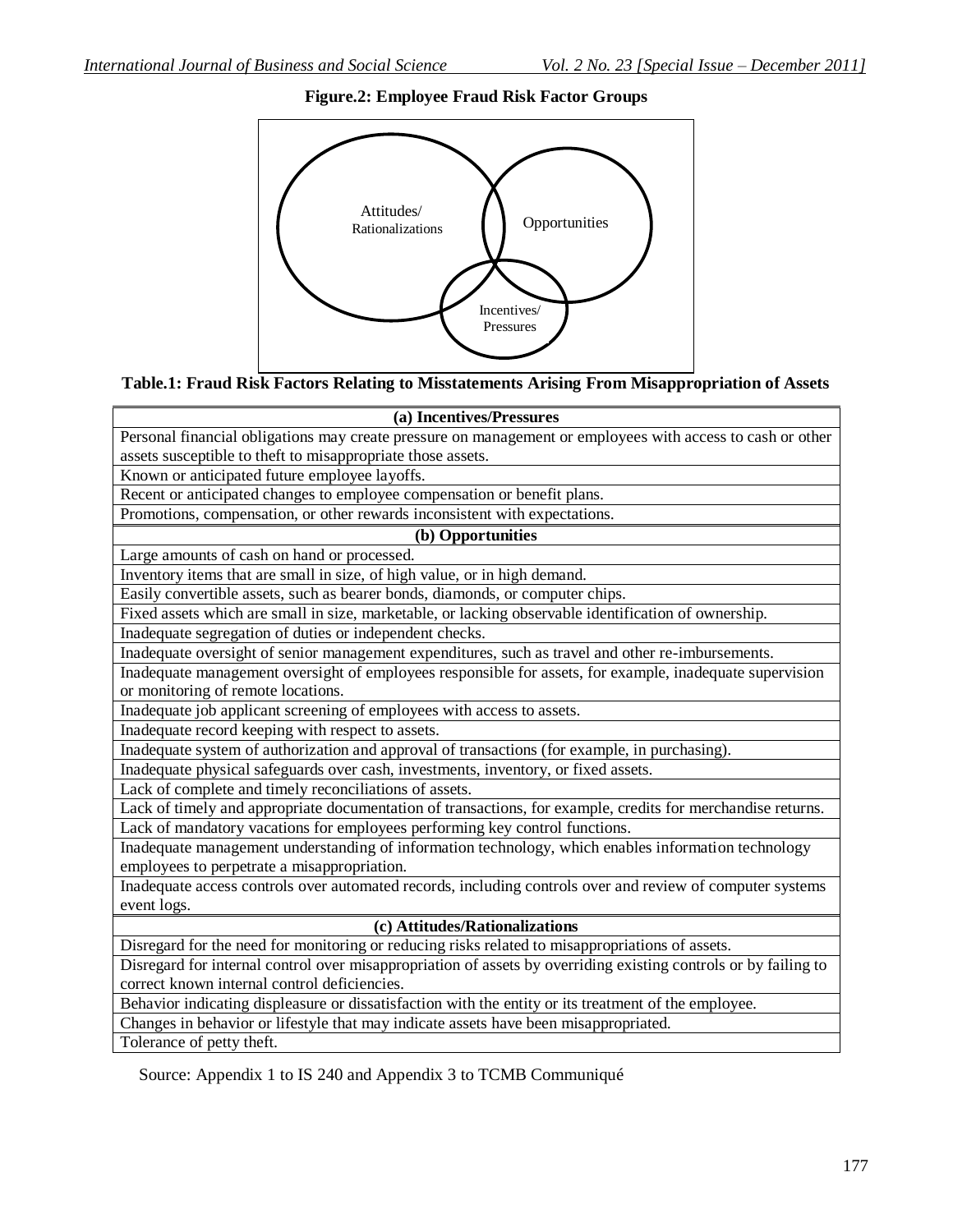**Figure.2: Employee Fraud Risk Factor Groups**

Attitudes/
Rationalizations

Opportunities

Incentives/
Pressures

**Table.1: Fraud Risk Factors Relating to Misstatements Arising From Misappropriation of Assets**

| |
|---|
| **(a) Incentives/Pressures** |
| Personal financial obligations may create pressure on management or employees with access to cash or other assets susceptible to theft to misappropriate those assets. |
| Known or anticipated future employee layoffs. |
| Recent or anticipated changes to employee compensation or benefit plans. |
| Promotions, compensation, or other rewards inconsistent with expectations. |
| **(b) Opportunities** |
| Large amounts of cash on hand or processed. |
| Inventory items that are small in size, of high value, or in high demand. |
| Easily convertible assets, such as bearer bonds, diamonds, or computer chips. |
| Fixed assets which are small in size, marketable, or lacking observable identification of ownership. |
| Inadequate segregation of duties or independent checks. |
| Inadequate oversight of senior management expenditures, such as travel and other re-imbursements. |
| Inadequate management oversight of employees responsible for assets, for example, inadequate supervision or monitoring of remote locations. |
| Inadequate job applicant screening of employees with access to assets. |
| Inadequate record keeping with respect to assets. |
| Inadequate system of authorization and approval of transactions (for example, in purchasing). |
| Inadequate physical safeguards over cash, investments, inventory, or fixed assets. |
| Lack of complete and timely reconciliations of assets. |
| Lack of timely and appropriate documentation of transactions, for example, credits for merchandise returns. |
| Lack of mandatory vacations for employees performing key control functions. |
| Inadequate management understanding of information technology, which enables information technology employees to perpetrate a misappropriation. |
| Inadequate access controls over automated records, including controls over and review of computer systems event logs. |
| **(c) Attitudes/Rationalizations** |
| Disregard for the need for monitoring or reducing risks related to misappropriations of assets. |
| Disregard for internal control over misappropriation of assets by overriding existing controls or by failing to correct known internal control deficiencies. |
| Behavior indicating displeasure or dissatisfaction with the entity or its treatment of the employee. |
| Changes in behavior or lifestyle that may indicate assets have been misappropriated. |
| Tolerance of petty theft. |

Source: Appendix 1 to IS 240 and Appendix 3 to TCMB Communiqué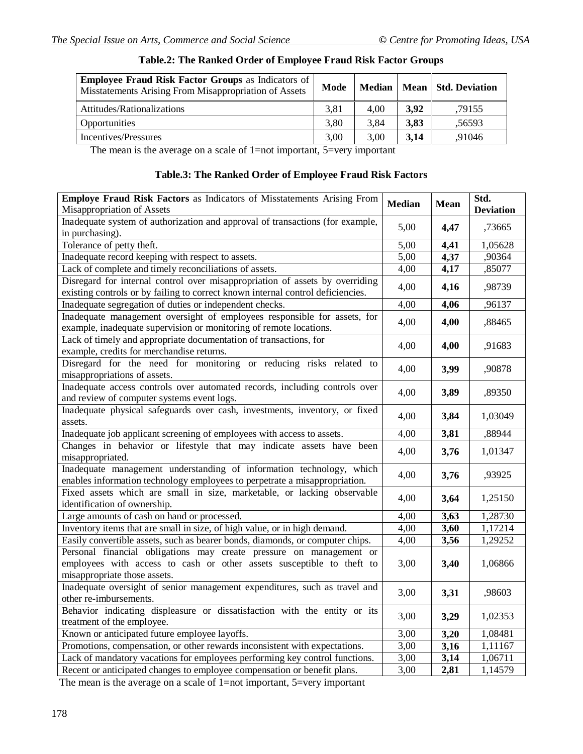**Table.2: The Ranked Order of Employee Fraud Risk Factor Groups**

| **Employee Fraud Risk Factor Groups** as Indicators of Misstatements Arising From Misappropriation of Assets | Mode | Median | Mean | Std. Deviation |
|---|---|---|---|---|
| Attitudes/Rationalizations | 3,81 | 4,00 | **3,92** | ,79155 |
| Opportunities | 3,80 | 3,84 | **3,83** | ,56593 |
| Incentives/Pressures | 3,00 | 3,00 | **3,14** | ,91046 |

The mean is the average on a scale of 1=not important, 5=very important

**Table.3: The Ranked Order of Employee Fraud Risk Factors**

| **Employe Fraud Risk Factors** as Indicators of Misstatements Arising From Misappropriation of Assets | Median | Mean | Std. Deviation |
|---|---|---|---|
| Inadequate system of authorization and approval of transactions (for example, in purchasing). | 5,00 | **4,47** | ,73665 |
| Tolerance of petty theft. | 5,00 | **4,41** | 1,05628 |
| Inadequate record keeping with respect to assets. | 5,00 | **4,37** | ,90364 |
| Lack of complete and timely reconciliations of assets. | 4,00 | **4,17** | ,85077 |
| Disregard for internal control over misappropriation of assets by overriding existing controls or by failing to correct known internal control deficiencies. | 4,00 | **4,16** | ,98739 |
| Inadequate segregation of duties or independent checks. | 4,00 | **4,06** | ,96137 |
| Inadequate management oversight of employees responsible for assets, for example, inadequate supervision or monitoring of remote locations. | 4,00 | **4,00** | ,88465 |
| Lack of timely and appropriate documentation of transactions, for example, credits for merchandise returns. | 4,00 | **4,00** | ,91683 |
| Disregard for the need for monitoring or reducing risks related to misappropriations of assets. | 4,00 | **3,99** | ,90878 |
| Inadequate access controls over automated records, including controls over and review of computer systems event logs. | 4,00 | **3,89** | ,89350 |
| Inadequate physical safeguards over cash, investments, inventory, or fixed assets. | 4,00 | **3,84** | 1,03049 |
| Inadequate job applicant screening of employees with access to assets. | 4,00 | **3,81** | ,88944 |
| Changes in behavior or lifestyle that may indicate assets have been misappropriated. | 4,00 | **3,76** | 1,01347 |
| Inadequate management understanding of information technology, which enables information technology employees to perpetrate a misappropriation. | 4,00 | **3,76** | ,93925 |
| Fixed assets which are small in size, marketable, or lacking observable identification of ownership. | 4,00 | **3,64** | 1,25150 |
| Large amounts of cash on hand or processed. | 4,00 | **3,63** | 1,28730 |
| Inventory items that are small in size, of high value, or in high demand. | 4,00 | **3,60** | 1,17214 |
| Easily convertible assets, such as bearer bonds, diamonds, or computer chips. | 4,00 | **3,56** | 1,29252 |
| Personal financial obligations may create pressure on management or employees with access to cash or other assets susceptible to theft to misappropriate those assets. | 3,00 | **3,40** | 1,06866 |
| Inadequate oversight of senior management expenditures, such as travel and other re-imbursements. | 3,00 | **3,31** | ,98603 |
| Behavior indicating displeasure or dissatisfaction with the entity or its treatment of the employee. | 3,00 | **3,29** | 1,02353 |
| Known or anticipated future employee layoffs. | 3,00 | **3,20** | 1,08481 |
| Promotions, compensation, or other rewards inconsistent with expectations. | 3,00 | **3,16** | 1,11167 |
| Lack of mandatory vacations for employees performing key control functions. | 3,00 | **3,14** | 1,06711 |
| Recent or anticipated changes to employee compensation or benefit plans. | 3,00 | **2,81** | 1,14579 |

The mean is the average on a scale of 1=not important, 5=very important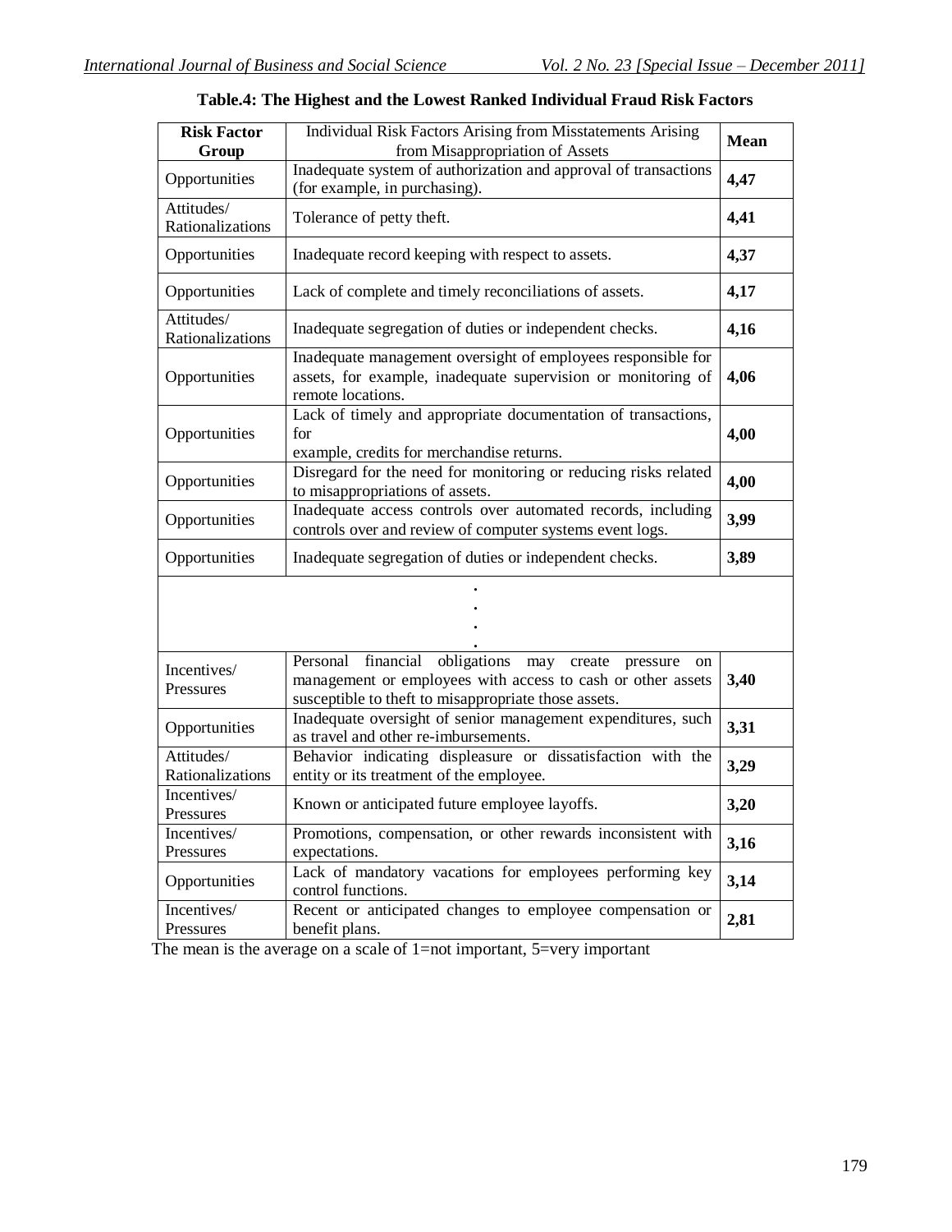**Table.4: The Highest and the Lowest Ranked Individual Fraud Risk Factors**

| Risk Factor Group | Individual Risk Factors Arising from Misstatements Arising from Misappropriation of Assets | Mean |
|---|---|---|
| Opportunities | Inadequate system of authorization and approval of transactions (for example, in purchasing). | **4,47** |
| Attitudes/ Rationalizations | Tolerance of petty theft. | **4,41** |
| Opportunities | Inadequate record keeping with respect to assets. | **4,37** |
| Opportunities | Lack of complete and timely reconciliations of assets. | **4,17** |
| Attitudes/ Rationalizations | Inadequate segregation of duties or independent checks. | **4,16** |
| Opportunities | Inadequate management oversight of employees responsible for assets, for example, inadequate supervision or monitoring of remote locations. | **4,06** |
| Opportunities | Lack of timely and appropriate documentation of transactions, for example, credits for merchandise returns. | **4,00** |
| Opportunities | Disregard for the need for monitoring or reducing risks related to misappropriations of assets. | **4,00** |
| Opportunities | Inadequate access controls over automated records, including controls over and review of computer systems event logs. | **3,99** |
| Opportunities | Inadequate segregation of duties or independent checks. | **3,89** |
| . . . . | | |
| Incentives/ Pressures | Personal financial obligations may create pressure on management or employees with access to cash or other assets susceptible to theft to misappropriate those assets. | **3,40** |
| Opportunities | Inadequate oversight of senior management expenditures, such as travel and other re-imbursements. | **3,31** |
| Attitudes/ Rationalizations | Behavior indicating displeasure or dissatisfaction with the entity or its treatment of the employee. | **3,29** |
| Incentives/ Pressures | Known or anticipated future employee layoffs. | **3,20** |
| Incentives/ Pressures | Promotions, compensation, or other rewards inconsistent with expectations. | **3,16** |
| Opportunities | Lack of mandatory vacations for employees performing key control functions. | **3,14** |
| Incentives/ Pressures | Recent or anticipated changes to employee compensation or benefit plans. | **2,81** |

The mean is the average on a scale of 1=not important, 5=very important